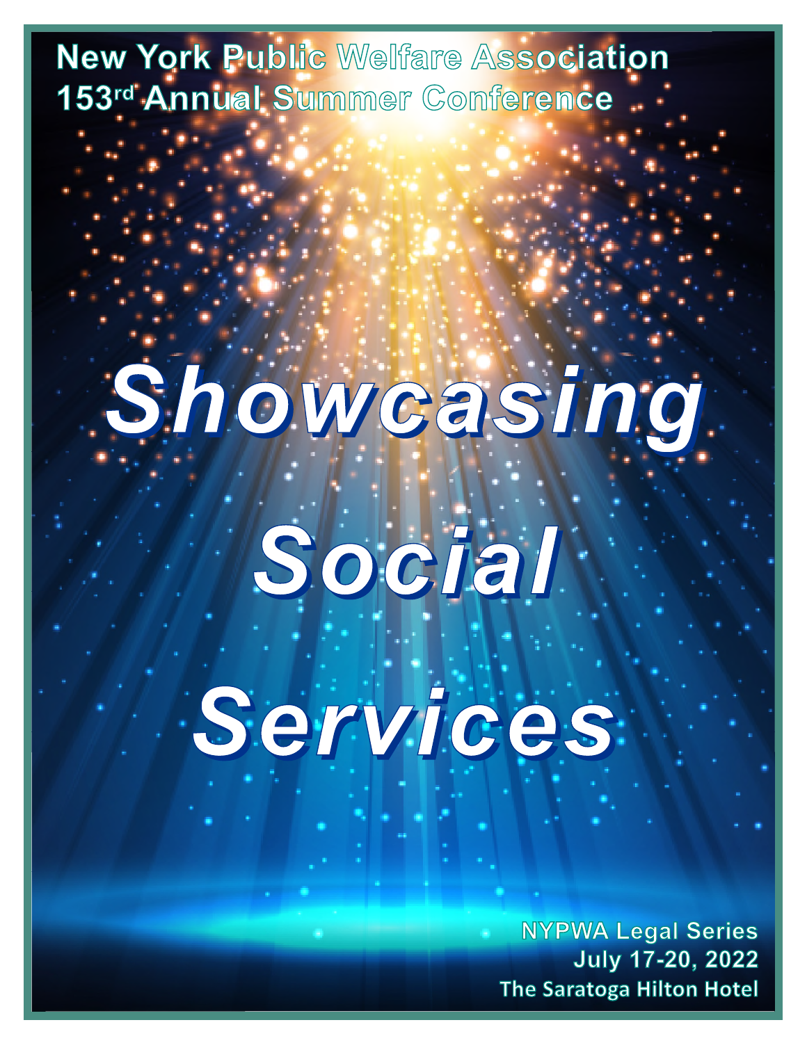New York Public Welfare Association
153rd Annual Summer Conference

# Showcasing Social Services

NYPWA Legal Series
July 17-20, 2022
The Saratoga Hilton Hotel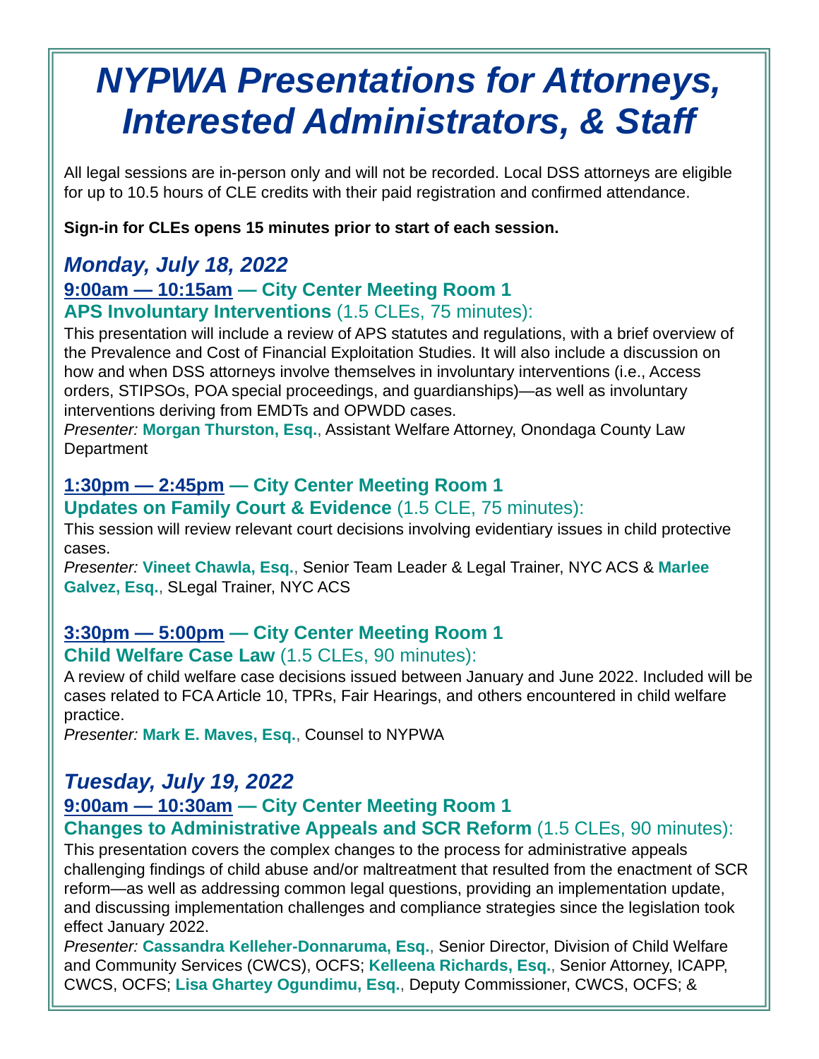# *NYPWA Presentations for Attorneys, Interested Administrators, & Staff*

All legal sessions are in-person only and will not be recorded. Local DSS attorneys are eligible for up to 10.5 hours of CLE credits with their paid registration and confirmed attendance.

**Sign-in for CLEs opens 15 minutes prior to start of each session.**

## *Monday, July 18, 2022*

### 9:00am — 10:15am — City Center Meeting Room 1

**APS Involuntary Interventions** (1.5 CLEs, 75 minutes):

This presentation will include a review of APS statutes and regulations, with a brief overview of the Prevalence and Cost of Financial Exploitation Studies. It will also include a discussion on how and when DSS attorneys involve themselves in involuntary interventions (i.e., Access orders, STIPSOs, POA special proceedings, and guardianships)—as well as involuntary interventions deriving from EMDTs and OPWDD cases.

*Presenter:* **Morgan Thurston, Esq.**, Assistant Welfare Attorney, Onondaga County Law Department

### 1:30pm — 2:45pm — City Center Meeting Room 1

**Updates on Family Court & Evidence** (1.5 CLE, 75 minutes):

This session will review relevant court decisions involving evidentiary issues in child protective cases.

*Presenter:* **Vineet Chawla, Esq.**, Senior Team Leader & Legal Trainer, NYC ACS & **Marlee Galvez, Esq.**, SLegal Trainer, NYC ACS

### 3:30pm — 5:00pm — City Center Meeting Room 1

**Child Welfare Case Law** (1.5 CLEs, 90 minutes):

A review of child welfare case decisions issued between January and June 2022. Included will be cases related to FCA Article 10, TPRs, Fair Hearings, and others encountered in child welfare practice.

*Presenter:* **Mark E. Maves, Esq.**, Counsel to NYPWA

## *Tuesday, July 19, 2022*

### 9:00am — 10:30am — City Center Meeting Room 1

**Changes to Administrative Appeals and SCR Reform** (1.5 CLEs, 90 minutes):

This presentation covers the complex changes to the process for administrative appeals challenging findings of child abuse and/or maltreatment that resulted from the enactment of SCR reform—as well as addressing common legal questions, providing an implementation update, and discussing implementation challenges and compliance strategies since the legislation took effect January 2022.

*Presenter:* **Cassandra Kelleher-Donnaruma, Esq.**, Senior Director, Division of Child Welfare and Community Services (CWCS), OCFS; **Kelleena Richards, Esq.**, Senior Attorney, ICAPP, CWCS, OCFS; **Lisa Ghartey Ogundimu, Esq.**, Deputy Commissioner, CWCS, OCFS; &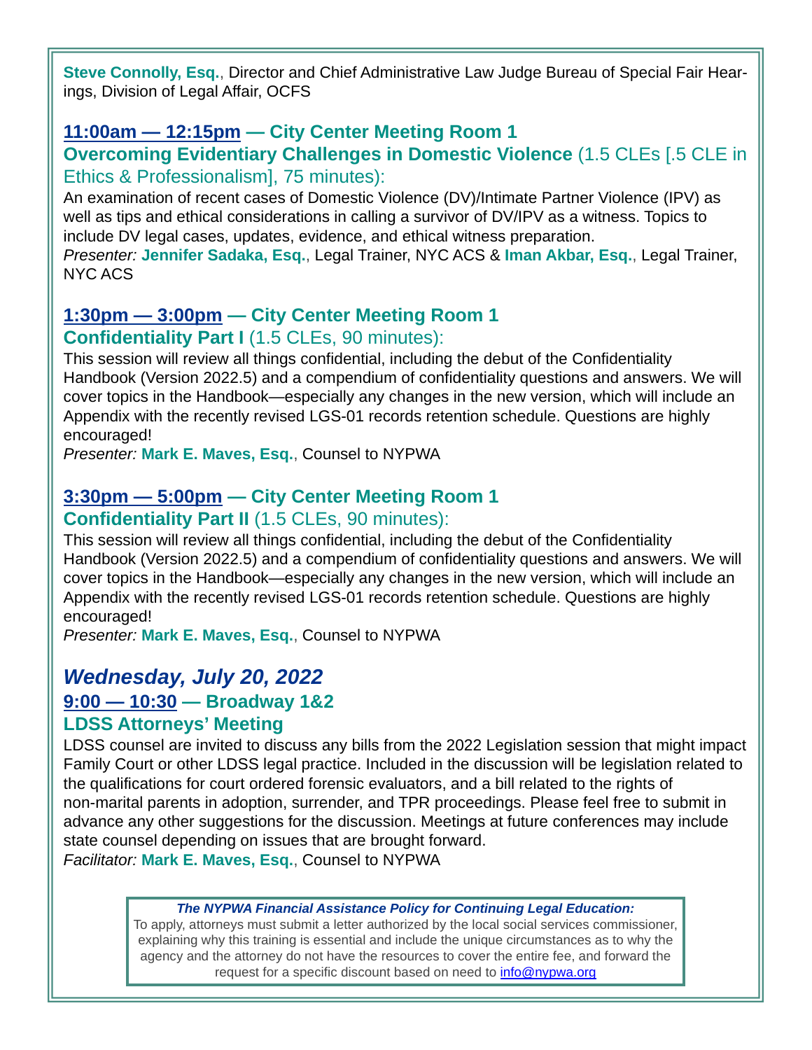**Steve Connolly, Esq.**, Director and Chief Administrative Law Judge Bureau of Special Fair Hearings, Division of Legal Affair, OCFS

### 11:00am — 12:15pm — City Center Meeting Room 1

**Overcoming Evidentiary Challenges in Domestic Violence** (1.5 CLEs [.5 CLE in Ethics & Professionalism], 75 minutes):

An examination of recent cases of Domestic Violence (DV)/Intimate Partner Violence (IPV) as well as tips and ethical considerations in calling a survivor of DV/IPV as a witness. Topics to include DV legal cases, updates, evidence, and ethical witness preparation.

*Presenter:* **Jennifer Sadaka, Esq.**, Legal Trainer, NYC ACS & **Iman Akbar, Esq.**, Legal Trainer, NYC ACS

### 1:30pm — 3:00pm — City Center Meeting Room 1

**Confidentiality Part I** (1.5 CLEs, 90 minutes):

This session will review all things confidential, including the debut of the Confidentiality Handbook (Version 2022.5) and a compendium of confidentiality questions and answers. We will cover topics in the Handbook—especially any changes in the new version, which will include an Appendix with the recently revised LGS-01 records retention schedule. Questions are highly encouraged!

*Presenter:* **Mark E. Maves, Esq.**, Counsel to NYPWA

### 3:30pm — 5:00pm — City Center Meeting Room 1

**Confidentiality Part II** (1.5 CLEs, 90 minutes):

This session will review all things confidential, including the debut of the Confidentiality Handbook (Version 2022.5) and a compendium of confidentiality questions and answers. We will cover topics in the Handbook—especially any changes in the new version, which will include an Appendix with the recently revised LGS-01 records retention schedule. Questions are highly encouraged!

*Presenter:* **Mark E. Maves, Esq.**, Counsel to NYPWA

## *Wednesday, July 20, 2022*

### 9:00 — 10:30 — Broadway 1&2

**LDSS Attorneys' Meeting**

LDSS counsel are invited to discuss any bills from the 2022 Legislation session that might impact Family Court or other LDSS legal practice. Included in the discussion will be legislation related to the qualifications for court ordered forensic evaluators, and a bill related to the rights of non-marital parents in adoption, surrender, and TPR proceedings. Please feel free to submit in advance any other suggestions for the discussion. Meetings at future conferences may include state counsel depending on issues that are brought forward.

*Facilitator:* **Mark E. Maves, Esq.**, Counsel to NYPWA

***The NYPWA Financial Assistance Policy for Continuing Legal Education:***

To apply, attorneys must submit a letter authorized by the local social services commissioner, explaining why this training is essential and include the unique circumstances as to why the agency and the attorney do not have the resources to cover the entire fee, and forward the request for a specific discount based on need to info@nypwa.org